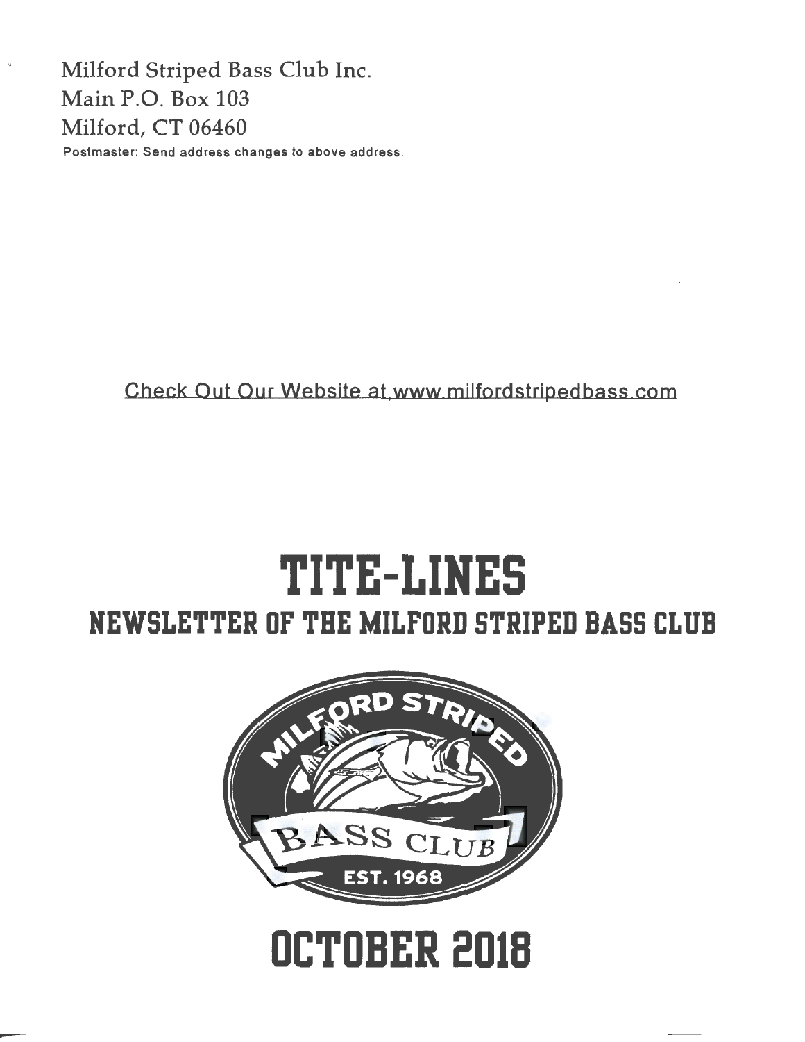Milford Striped Bass Club Inc.
Main P.O. Box 103
Milford, CT 06460
Postmaster: Send address changes to above address.

Check Out Our Website at www.milfordstripedbass.com

# TITE-LINES

## NEWSLETTER OF THE MILFORD STRIPED BASS CLUB

MILFORD STRIPED BASS CLUB EST. 1968

# OCTOBER 2018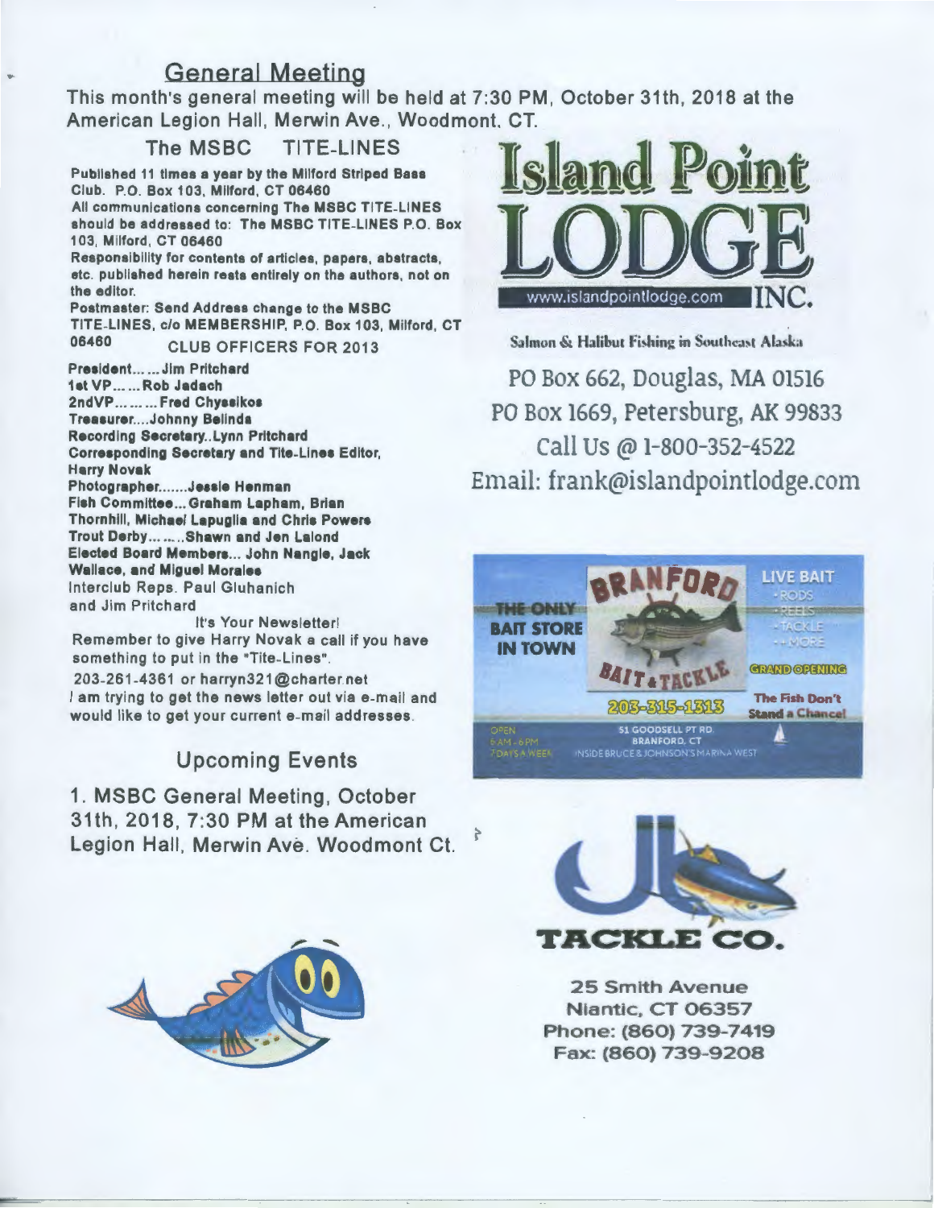## General Meeting

This month's general meeting will be held at 7:30 PM, October 31th, 2018 at the American Legion Hall, Merwin Ave., Woodmont, CT.

### The MSBC TITE-LINES

**Published 11 times a year by the Milford Striped Bass Club. P.O. Box 103, Milford, CT 06460**
**All communications concerning The MSBC TITE-LINES should be addressed to: The MSBC TITE-LINES P.O. Box 103, Milford, CT 06460**
**Responsibility for contents of articles, papers, abstracts, etc. published herein rests entirely on the authors, not on the editor.**
**Postmaster: Send Address change to the MSBC TITE-LINES, c/o MEMBERSHIP, P.O. Box 103, Milford, CT 06460**

CLUB OFFICERS FOR 2013

**President… …Jim Pritchard**
**1st VP… …Rob Jadach**
**2ndVP… … …Fred Chyssikos**
**Treasurer….Johnny Belinda**
**Recording Secretary..Lynn Pritchard**
**Corresponding Secretary and Tite-Lines Editor, Harry Novak**
**Photographer…….Jessie Henman**
**Fish Committee… Graham Lapham, Brian Thornhill, Michael Lapuglia and Chris Powers**
**Trout Derby… … ..Shawn and Jen Lalond**
**Elected Board Members… John Nangle, Jack Wallace, and Miguel Morales**
Interclub Reps. Paul Gluhanich and Jim Pritchard

It's Your Newsletter!
Remember to give Harry Novak a call if you have something to put in the "Tite-Lines".
203-261-4361 or harryn321@charter.net
I am trying to get the news letter out via e-mail and would like to get your current e-mail addresses.

## Upcoming Events

1. MSBC General Meeting, October 31th, 2018, 7:30 PM at the American Legion Hall, Merwin Ave. Woodmont Ct.

**Island Point LODGE INC.**
www.islandpointlodge.com

Salmon & Halibut Fishing in Southeast Alaska

PO Box 662, Douglas, MA 01516
PO Box 1669, Petersburg, AK 99833
Call Us @ 1-800-352-4522
Email: frank@islandpointlodge.com

**BRANFORD BAIT & TACKLE**
THE ONLY BAIT STORE IN TOWN
LIVE BAIT • RODS • REELS • TACKLE • + MORE
GRAND OPENING
203-315-1313
The Fish Don't Stand a Chance!
OPEN 6 AM - 6 PM 7 DAYS A WEEK
51 GOODSELL PT RD. BRANFORD, CT
INSIDE BRUCE & JOHNSON'S MARINA WEST

**JB TACKLE CO.**
25 Smith Avenue
Niantic, CT 06357
Phone: (860) 739-7419
Fax: (860) 739-9208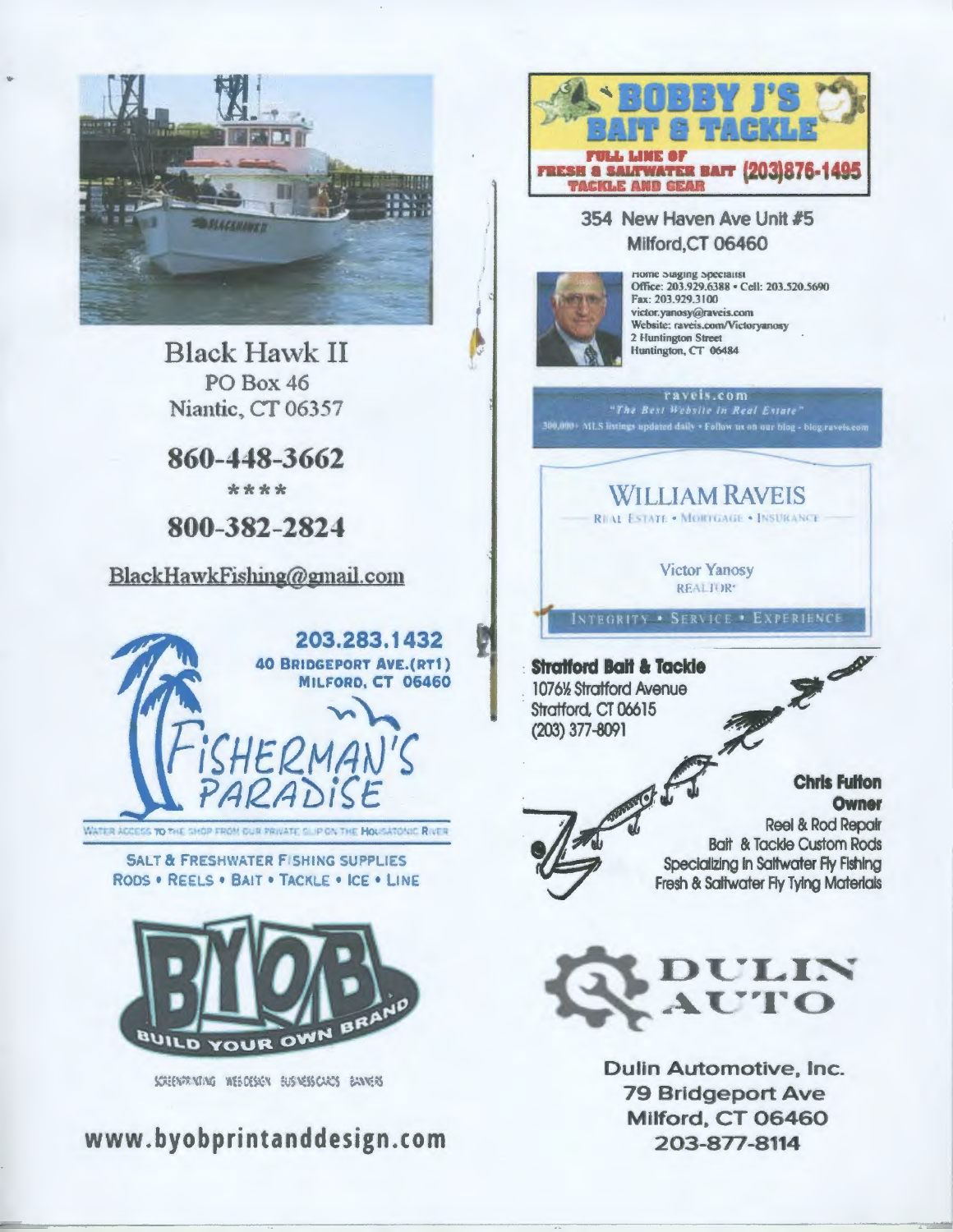## Black Hawk II

PO Box 46
Niantic, CT 06357

**860-448-3662**

****

**800-382-2824**

BlackHawkFishing@gmail.com

**203.283.1432**
40 BRIDGEPORT AVE.(RT1)
MILFORD, CT 06460

## FISHERMAN'S PARADISE

WATER ACCESS TO THE SHOP FROM OUR PRIVATE SLIP ON THE HOUSATONIC RIVER

SALT & FRESHWATER FISHING SUPPLIES
RODS • REELS • BAIT • TACKLE • ICE • LINE

## BYOB

BUILD YOUR OWN BRAND

SCREENPRINTING WEB DESIGN BUSINESS CARDS BANNERS

**www.byobprintanddesign.com**

## BOBBY J'S BAIT & TACKLE

FULL LINE OF FRESH & SALTWATER BAIT TACKLE AND GEAR (203)876-1495

354 New Haven Ave Unit #5
Milford,CT 06460

Home Staging Specialist
Office: 203.929.6388 • Cell: 203.520.5690
Fax: 203.929.3100
victor.yanosy@raveis.com
Website: raveis.com/Victoryanosy
2 Huntington Street
Huntington, CT 06484

raveis.com
"The Best Website in Real Estate"
300,000+ MLS listings updated daily • Follow us on our blog • blog.raveis.com

## WILLIAM RAVEIS

REAL ESTATE • MORTGAGE • INSURANCE

Victor Yanosy
REALTOR®

INTEGRITY • SERVICE • EXPERIENCE

**Stratford Bait & Tackle**
1076½ Stratford Avenue
Stratford, CT 06615
(203) 377-8091

**Chris Fulton**
**Owner**
Reel & Rod Repair
Bait & Tackle Custom Rods
Specializing in Saltwater Fly Fishing
Fresh & Saltwater Fly Tying Materials

## DULIN AUTO

Dulin Automotive, Inc.
79 Bridgeport Ave
Milford, CT 06460
203-877-8114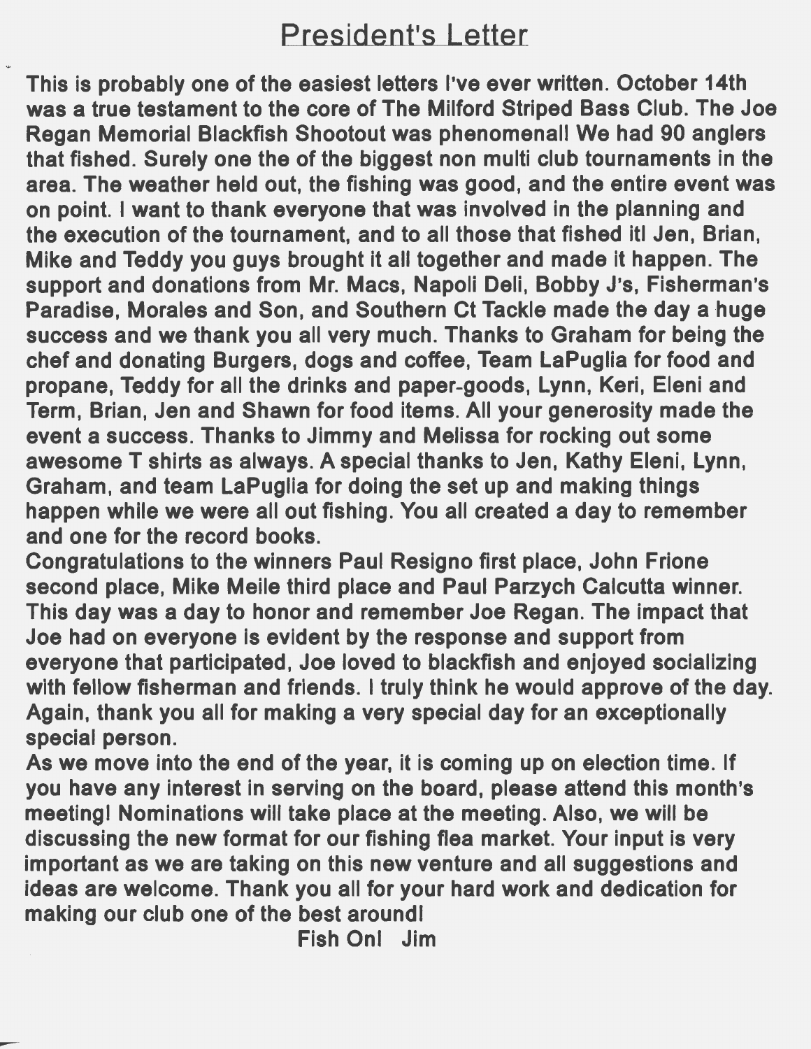# President's Letter

This is probably one of the easiest letters I've ever written. October 14th was a true testament to the core of The Milford Striped Bass Club. The Joe Regan Memorial Blackfish Shootout was phenomenal! We had 90 anglers that fished. Surely one the of the biggest non multi club tournaments in the area. The weather held out, the fishing was good, and the entire event was on point. I want to thank everyone that was involved in the planning and the execution of the tournament, and to all those that fished it! Jen, Brian, Mike and Teddy you guys brought it all together and made it happen. The support and donations from Mr. Macs, Napoli Deli, Bobby J's, Fisherman's Paradise, Morales and Son, and Southern Ct Tackle made the day a huge success and we thank you all very much. Thanks to Graham for being the chef and donating Burgers, dogs and coffee, Team LaPuglia for food and propane, Teddy for all the drinks and paper-goods, Lynn, Keri, Eleni and Term, Brian, Jen and Shawn for food items. All your generosity made the event a success. Thanks to Jimmy and Melissa for rocking out some awesome T shirts as always. A special thanks to Jen, Kathy Eleni, Lynn, Graham, and team LaPuglia for doing the set up and making things happen while we were all out fishing. You all created a day to remember and one for the record books.

Congratulations to the winners Paul Resigno first place, John Frione second place, Mike Meile third place and Paul Parzych Calcutta winner. This day was a day to honor and remember Joe Regan. The impact that Joe had on everyone is evident by the response and support from everyone that participated, Joe loved to blackfish and enjoyed socializing with fellow fisherman and friends. I truly think he would approve of the day. Again, thank you all for making a very special day for an exceptionally special person.

As we move into the end of the year, it is coming up on election time. If you have any interest in serving on the board, please attend this month's meeting! Nominations will take place at the meeting. Also, we will be discussing the new format for our fishing flea market. Your input is very important as we are taking on this new venture and all suggestions and ideas are welcome. Thank you all for your hard work and dedication for making our club one of the best around!

Fish On! Jim